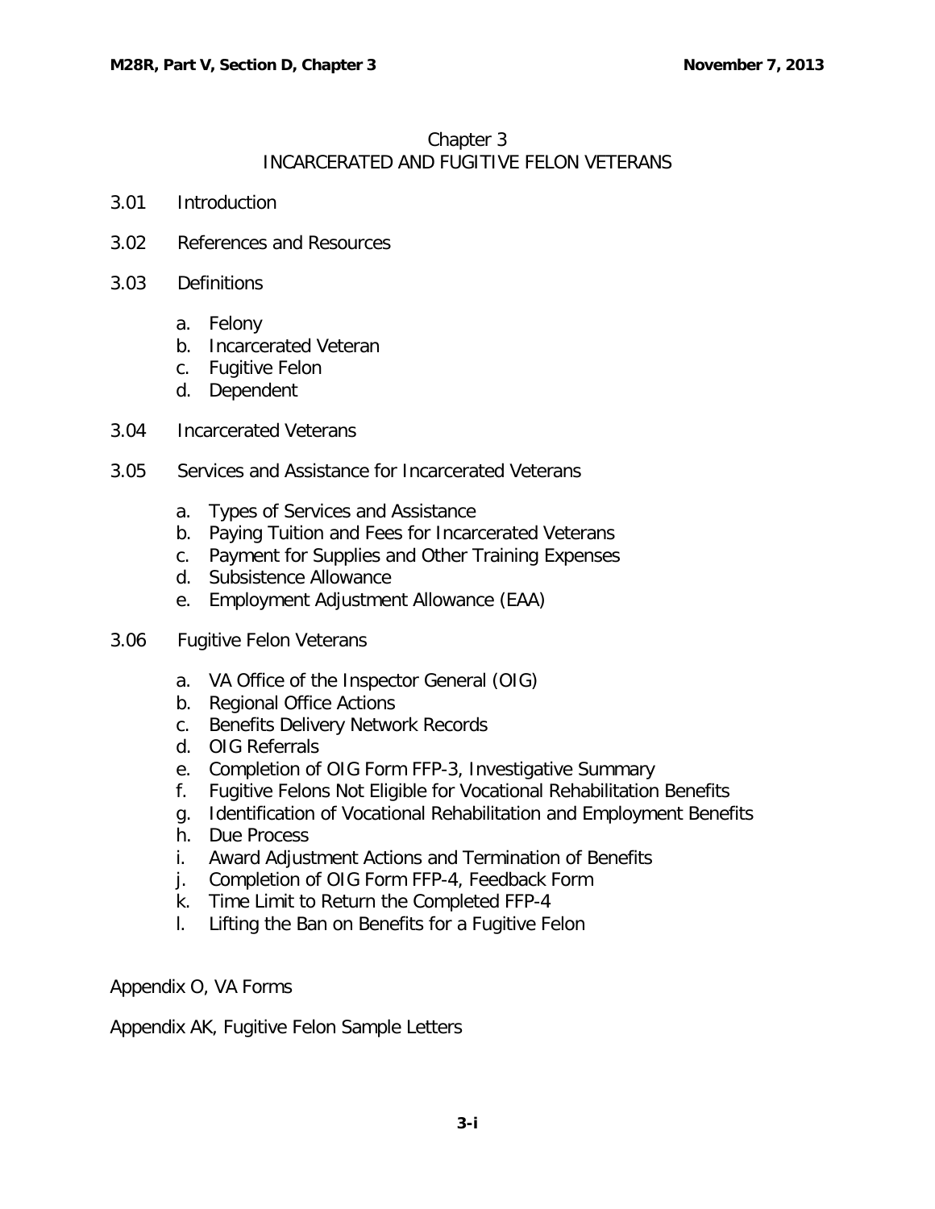# Chapter 3
## INCARCERATED AND FUGITIVE FELON VETERANS

3.01 Introduction

3.02 References and Resources

3.03 Definitions

- a. Felony
- b. Incarcerated Veteran
- c. Fugitive Felon
- d. Dependent

3.04 Incarcerated Veterans

3.05 Services and Assistance for Incarcerated Veterans

- a. Types of Services and Assistance
- b. Paying Tuition and Fees for Incarcerated Veterans
- c. Payment for Supplies and Other Training Expenses
- d. Subsistence Allowance
- e. Employment Adjustment Allowance (EAA)

3.06 Fugitive Felon Veterans

- a. VA Office of the Inspector General (OIG)
- b. Regional Office Actions
- c. Benefits Delivery Network Records
- d. OIG Referrals
- e. Completion of OIG Form FFP-3, Investigative Summary
- f. Fugitive Felons Not Eligible for Vocational Rehabilitation Benefits
- g. Identification of Vocational Rehabilitation and Employment Benefits
- h. Due Process
- i. Award Adjustment Actions and Termination of Benefits
- j. Completion of OIG Form FFP-4, Feedback Form
- k. Time Limit to Return the Completed FFP-4
- l. Lifting the Ban on Benefits for a Fugitive Felon

Appendix O, VA Forms

Appendix AK, Fugitive Felon Sample Letters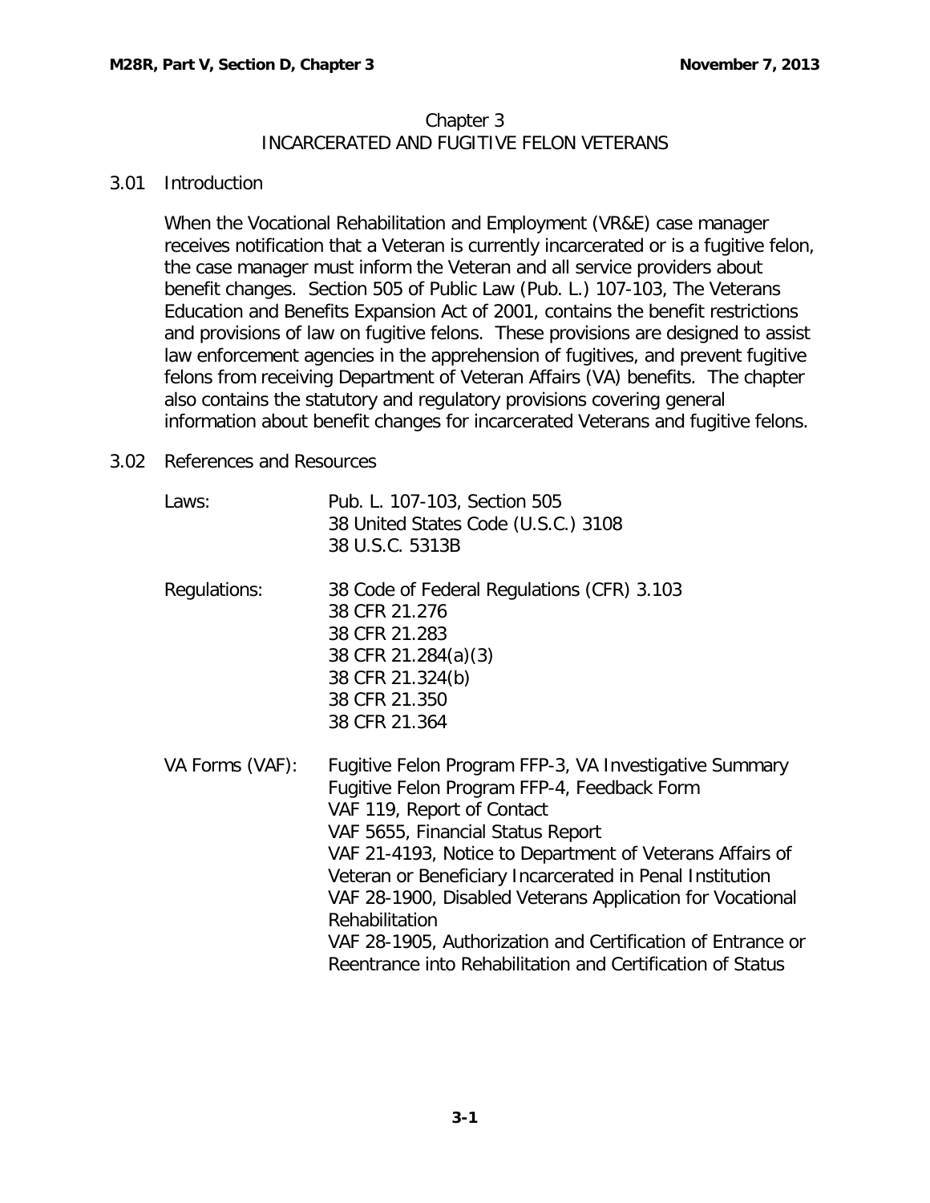# Chapter 3
# INCARCERATED AND FUGITIVE FELON VETERANS

## 3.01 Introduction

When the Vocational Rehabilitation and Employment (VR&E) case manager receives notification that a Veteran is currently incarcerated or is a fugitive felon, the case manager must inform the Veteran and all service providers about benefit changes. Section 505 of Public Law (Pub. L.) 107-103, The Veterans Education and Benefits Expansion Act of 2001, contains the benefit restrictions and provisions of law on fugitive felons. These provisions are designed to assist law enforcement agencies in the apprehension of fugitives, and prevent fugitive felons from receiving Department of Veteran Affairs (VA) benefits. The chapter also contains the statutory and regulatory provisions covering general information about benefit changes for incarcerated Veterans and fugitive felons.

## 3.02 References and Resources

| | |
|---|---|
| Laws: | Pub. L. 107-103, Section 505<br>38 United States Code (U.S.C.) 3108<br>38 U.S.C. 5313B |
| Regulations: | 38 Code of Federal Regulations (CFR) 3.103<br>38 CFR 21.276<br>38 CFR 21.283<br>38 CFR 21.284(a)(3)<br>38 CFR 21.324(b)<br>38 CFR 21.350<br>38 CFR 21.364 |
| VA Forms (VAF): | Fugitive Felon Program FFP-3, VA Investigative Summary<br>Fugitive Felon Program FFP-4, Feedback Form<br>VAF 119, Report of Contact<br>VAF 5655, Financial Status Report<br>VAF 21-4193, Notice to Department of Veterans Affairs of Veteran or Beneficiary Incarcerated in Penal Institution<br>VAF 28-1900, Disabled Veterans Application for Vocational Rehabilitation<br>VAF 28-1905, Authorization and Certification of Entrance or Reentrance into Rehabilitation and Certification of Status |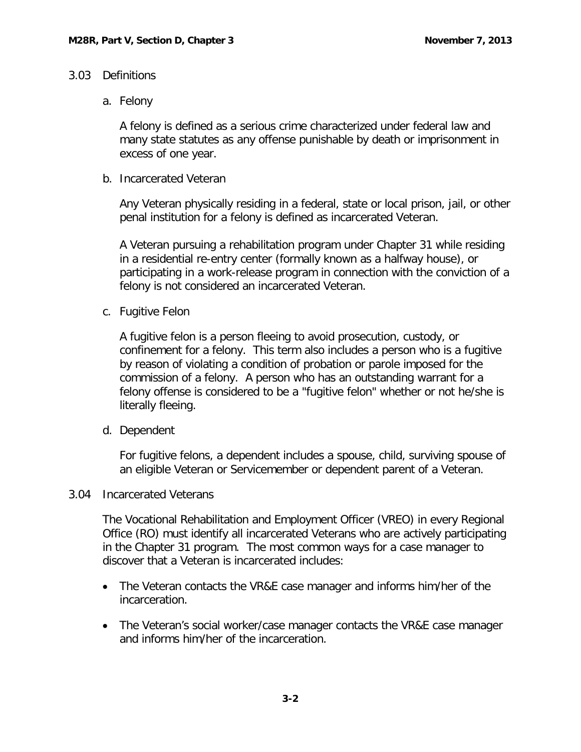## 3.03 Definitions

### a. Felony

A felony is defined as a serious crime characterized under federal law and many state statutes as any offense punishable by death or imprisonment in excess of one year.

### b. Incarcerated Veteran

Any Veteran physically residing in a federal, state or local prison, jail, or other penal institution for a felony is defined as incarcerated Veteran.

A Veteran pursuing a rehabilitation program under Chapter 31 while residing in a residential re-entry center (formally known as a halfway house), or participating in a work-release program in connection with the conviction of a felony is not considered an incarcerated Veteran.

### c. Fugitive Felon

A fugitive felon is a person fleeing to avoid prosecution, custody, or confinement for a felony. This term also includes a person who is a fugitive by reason of violating a condition of probation or parole imposed for the commission of a felony. A person who has an outstanding warrant for a felony offense is considered to be a "fugitive felon" whether or not he/she is literally fleeing.

### d. Dependent

For fugitive felons, a dependent includes a spouse, child, surviving spouse of an eligible Veteran or Servicemember or dependent parent of a Veteran.

## 3.04 Incarcerated Veterans

The Vocational Rehabilitation and Employment Officer (VREO) in every Regional Office (RO) must identify all incarcerated Veterans who are actively participating in the Chapter 31 program. The most common ways for a case manager to discover that a Veteran is incarcerated includes:

- The Veteran contacts the VR&E case manager and informs him/her of the incarceration.
- The Veteran's social worker/case manager contacts the VR&E case manager and informs him/her of the incarceration.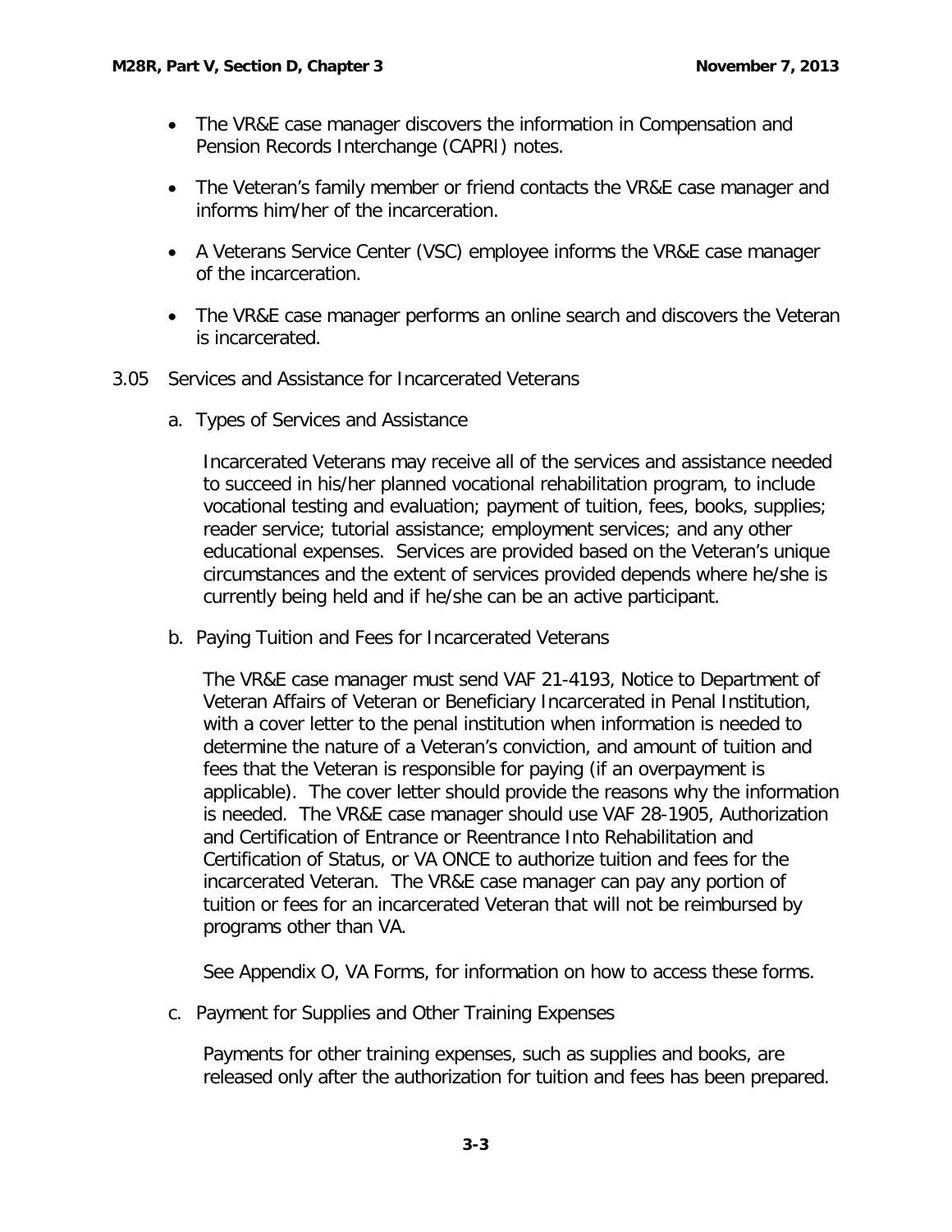- The VR&E case manager discovers the information in Compensation and Pension Records Interchange (CAPRI) notes.
- The Veteran's family member or friend contacts the VR&E case manager and informs him/her of the incarceration.
- A Veterans Service Center (VSC) employee informs the VR&E case manager of the incarceration.
- The VR&E case manager performs an online search and discovers the Veteran is incarcerated.

## 3.05 Services and Assistance for Incarcerated Veterans

### a. Types of Services and Assistance

Incarcerated Veterans may receive all of the services and assistance needed to succeed in his/her planned vocational rehabilitation program, to include vocational testing and evaluation; payment of tuition, fees, books, supplies; reader service; tutorial assistance; employment services; and any other educational expenses. Services are provided based on the Veteran's unique circumstances and the extent of services provided depends where he/she is currently being held and if he/she can be an active participant.

### b. Paying Tuition and Fees for Incarcerated Veterans

The VR&E case manager must send VAF 21-4193, Notice to Department of Veteran Affairs of Veteran or Beneficiary Incarcerated in Penal Institution, with a cover letter to the penal institution when information is needed to determine the nature of a Veteran's conviction, and amount of tuition and fees that the Veteran is responsible for paying (if an overpayment is applicable). The cover letter should provide the reasons why the information is needed. The VR&E case manager should use VAF 28-1905, Authorization and Certification of Entrance or Reentrance Into Rehabilitation and Certification of Status, or VA ONCE to authorize tuition and fees for the incarcerated Veteran. The VR&E case manager can pay any portion of tuition or fees for an incarcerated Veteran that will not be reimbursed by programs other than VA.

See Appendix O, VA Forms, for information on how to access these forms.

### c. Payment for Supplies and Other Training Expenses

Payments for other training expenses, such as supplies and books, are released only after the authorization for tuition and fees has been prepared.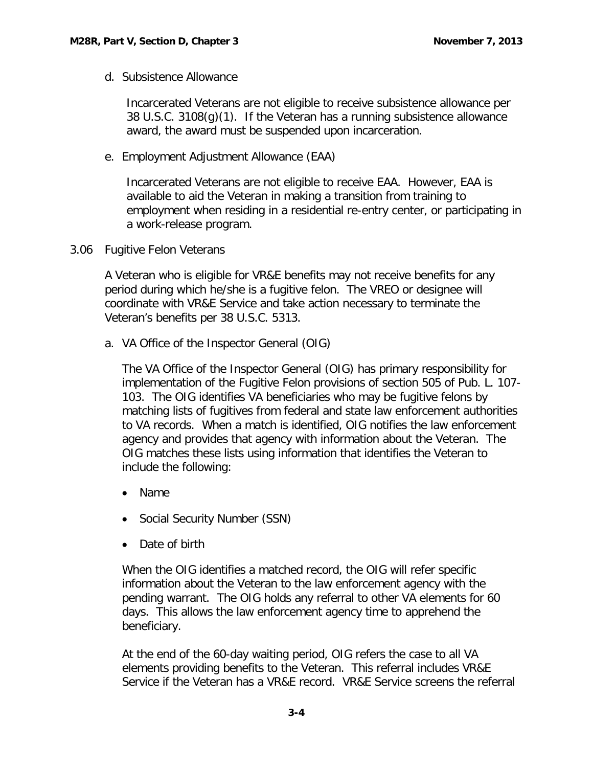d. Subsistence Allowance

Incarcerated Veterans are not eligible to receive subsistence allowance per 38 U.S.C. 3108(g)(1). If the Veteran has a running subsistence allowance award, the award must be suspended upon incarceration.

e. Employment Adjustment Allowance (EAA)

Incarcerated Veterans are not eligible to receive EAA. However, EAA is available to aid the Veteran in making a transition from training to employment when residing in a residential re-entry center, or participating in a work-release program.

3.06 Fugitive Felon Veterans

A Veteran who is eligible for VR&E benefits may not receive benefits for any period during which he/she is a fugitive felon. The VREO or designee will coordinate with VR&E Service and take action necessary to terminate the Veteran's benefits per 38 U.S.C. 5313.

a. VA Office of the Inspector General (OIG)

The VA Office of the Inspector General (OIG) has primary responsibility for implementation of the Fugitive Felon provisions of section 505 of Pub. L. 107-103. The OIG identifies VA beneficiaries who may be fugitive felons by matching lists of fugitives from federal and state law enforcement authorities to VA records. When a match is identified, OIG notifies the law enforcement agency and provides that agency with information about the Veteran. The OIG matches these lists using information that identifies the Veteran to include the following:

- Name
- Social Security Number (SSN)
- Date of birth

When the OIG identifies a matched record, the OIG will refer specific information about the Veteran to the law enforcement agency with the pending warrant. The OIG holds any referral to other VA elements for 60 days. This allows the law enforcement agency time to apprehend the beneficiary.

At the end of the 60-day waiting period, OIG refers the case to all VA elements providing benefits to the Veteran. This referral includes VR&E Service if the Veteran has a VR&E record. VR&E Service screens the referral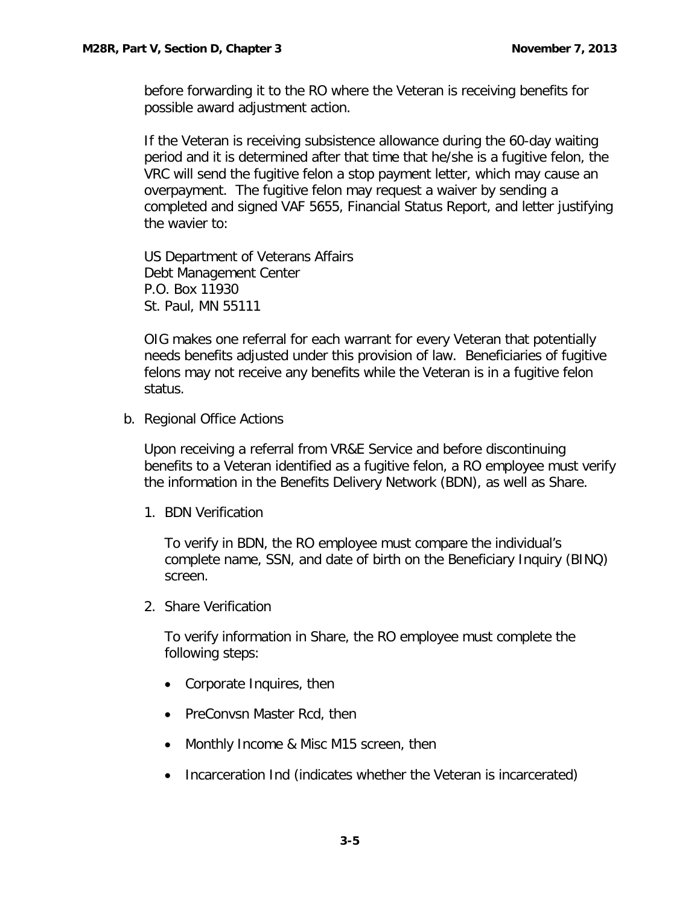before forwarding it to the RO where the Veteran is receiving benefits for possible award adjustment action.

If the Veteran is receiving subsistence allowance during the 60-day waiting period and it is determined after that time that he/she is a fugitive felon, the VRC will send the fugitive felon a stop payment letter, which may cause an overpayment. The fugitive felon may request a waiver by sending a completed and signed VAF 5655, Financial Status Report, and letter justifying the wavier to:

US Department of Veterans Affairs
Debt Management Center
P.O. Box 11930
St. Paul, MN 55111

OIG makes one referral for each warrant for every Veteran that potentially needs benefits adjusted under this provision of law. Beneficiaries of fugitive felons may not receive any benefits while the Veteran is in a fugitive felon status.

b. Regional Office Actions

Upon receiving a referral from VR&E Service and before discontinuing benefits to a Veteran identified as a fugitive felon, a RO employee must verify the information in the Benefits Delivery Network (BDN), as well as Share.

1. BDN Verification

   To verify in BDN, the RO employee must compare the individual's complete name, SSN, and date of birth on the Beneficiary Inquiry (BINQ) screen.

2. Share Verification

   To verify information in Share, the RO employee must complete the following steps:

   - Corporate Inquires, then
   - PreConvsn Master Rcd, then
   - Monthly Income & Misc M15 screen, then
   - Incarceration Ind (indicates whether the Veteran is incarcerated)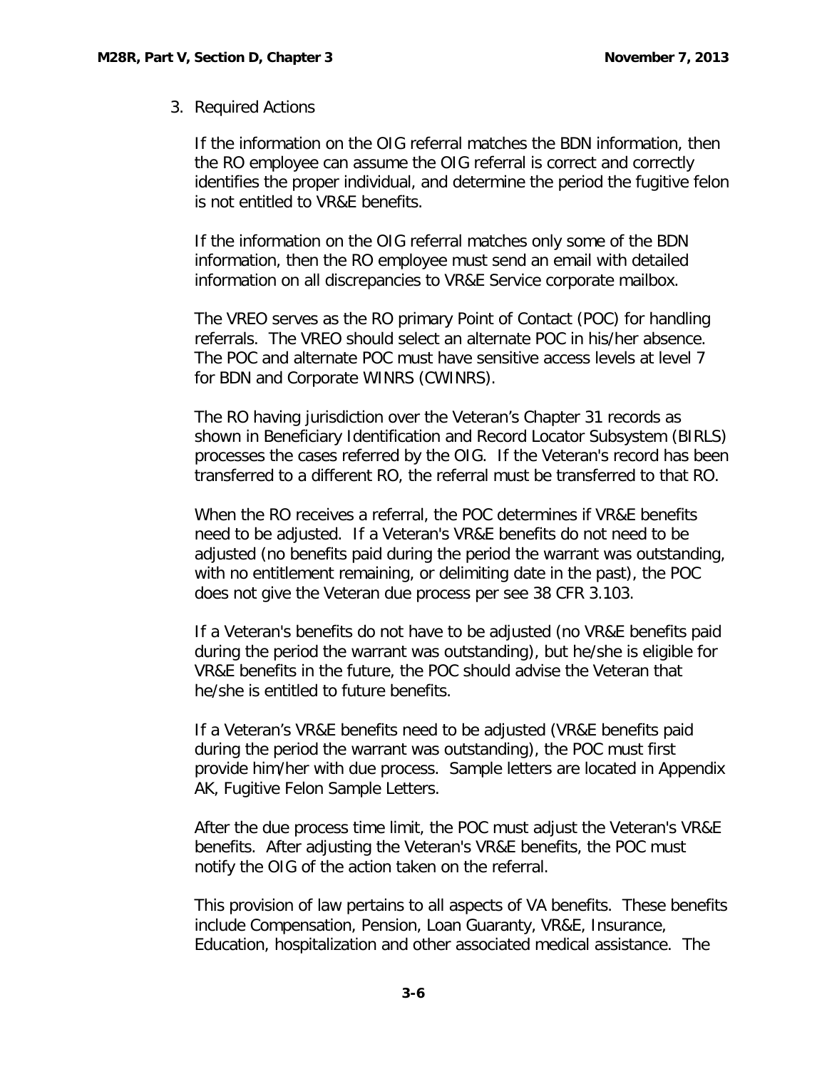3. Required Actions

If the information on the OIG referral matches the BDN information, then the RO employee can assume the OIG referral is correct and correctly identifies the proper individual, and determine the period the fugitive felon is not entitled to VR&E benefits.

If the information on the OIG referral matches only some of the BDN information, then the RO employee must send an email with detailed information on all discrepancies to VR&E Service corporate mailbox.

The VREO serves as the RO primary Point of Contact (POC) for handling referrals. The VREO should select an alternate POC in his/her absence. The POC and alternate POC must have sensitive access levels at level 7 for BDN and Corporate WINRS (CWINRS).

The RO having jurisdiction over the Veteran's Chapter 31 records as shown in Beneficiary Identification and Record Locator Subsystem (BIRLS) processes the cases referred by the OIG. If the Veteran's record has been transferred to a different RO, the referral must be transferred to that RO.

When the RO receives a referral, the POC determines if VR&E benefits need to be adjusted. If a Veteran's VR&E benefits do not need to be adjusted (no benefits paid during the period the warrant was outstanding, with no entitlement remaining, or delimiting date in the past), the POC does not give the Veteran due process per see 38 CFR 3.103.

If a Veteran's benefits do not have to be adjusted (no VR&E benefits paid during the period the warrant was outstanding), but he/she is eligible for VR&E benefits in the future, the POC should advise the Veteran that he/she is entitled to future benefits.

If a Veteran's VR&E benefits need to be adjusted (VR&E benefits paid during the period the warrant was outstanding), the POC must first provide him/her with due process. Sample letters are located in Appendix AK, Fugitive Felon Sample Letters.

After the due process time limit, the POC must adjust the Veteran's VR&E benefits. After adjusting the Veteran's VR&E benefits, the POC must notify the OIG of the action taken on the referral.

This provision of law pertains to all aspects of VA benefits. These benefits include Compensation, Pension, Loan Guaranty, VR&E, Insurance, Education, hospitalization and other associated medical assistance. The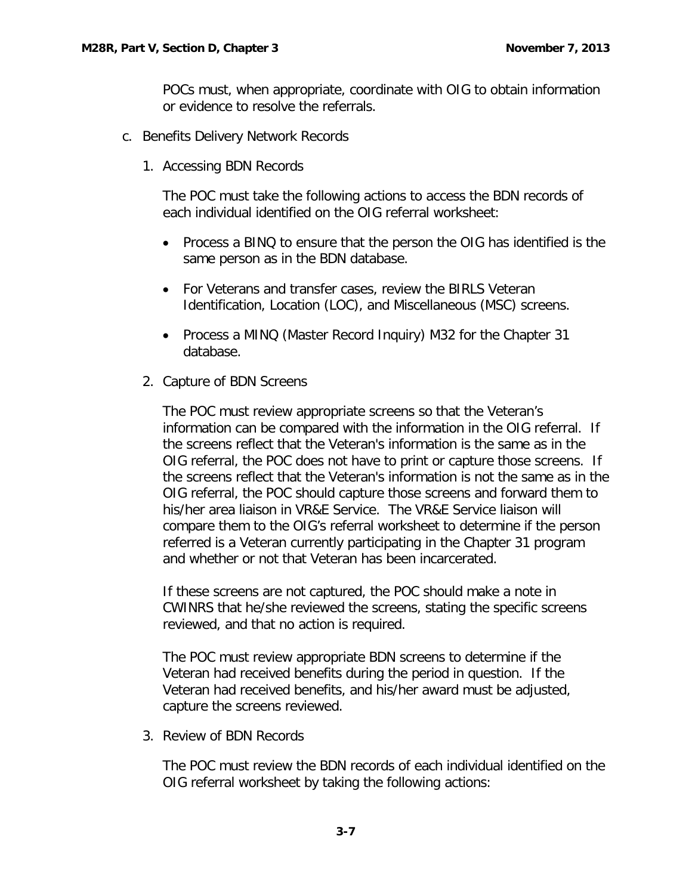POCs must, when appropriate, coordinate with OIG to obtain information or evidence to resolve the referrals.

c. Benefits Delivery Network Records

1. Accessing BDN Records

The POC must take the following actions to access the BDN records of each individual identified on the OIG referral worksheet:

- Process a BINQ to ensure that the person the OIG has identified is the same person as in the BDN database.
- For Veterans and transfer cases, review the BIRLS Veteran Identification, Location (LOC), and Miscellaneous (MSC) screens.
- Process a MINQ (Master Record Inquiry) M32 for the Chapter 31 database.

2. Capture of BDN Screens

The POC must review appropriate screens so that the Veteran's information can be compared with the information in the OIG referral. If the screens reflect that the Veteran's information is the same as in the OIG referral, the POC does not have to print or capture those screens. If the screens reflect that the Veteran's information is not the same as in the OIG referral, the POC should capture those screens and forward them to his/her area liaison in VR&E Service. The VR&E Service liaison will compare them to the OIG's referral worksheet to determine if the person referred is a Veteran currently participating in the Chapter 31 program and whether or not that Veteran has been incarcerated.

If these screens are not captured, the POC should make a note in CWINRS that he/she reviewed the screens, stating the specific screens reviewed, and that no action is required.

The POC must review appropriate BDN screens to determine if the Veteran had received benefits during the period in question. If the Veteran had received benefits, and his/her award must be adjusted, capture the screens reviewed.

3. Review of BDN Records

The POC must review the BDN records of each individual identified on the OIG referral worksheet by taking the following actions: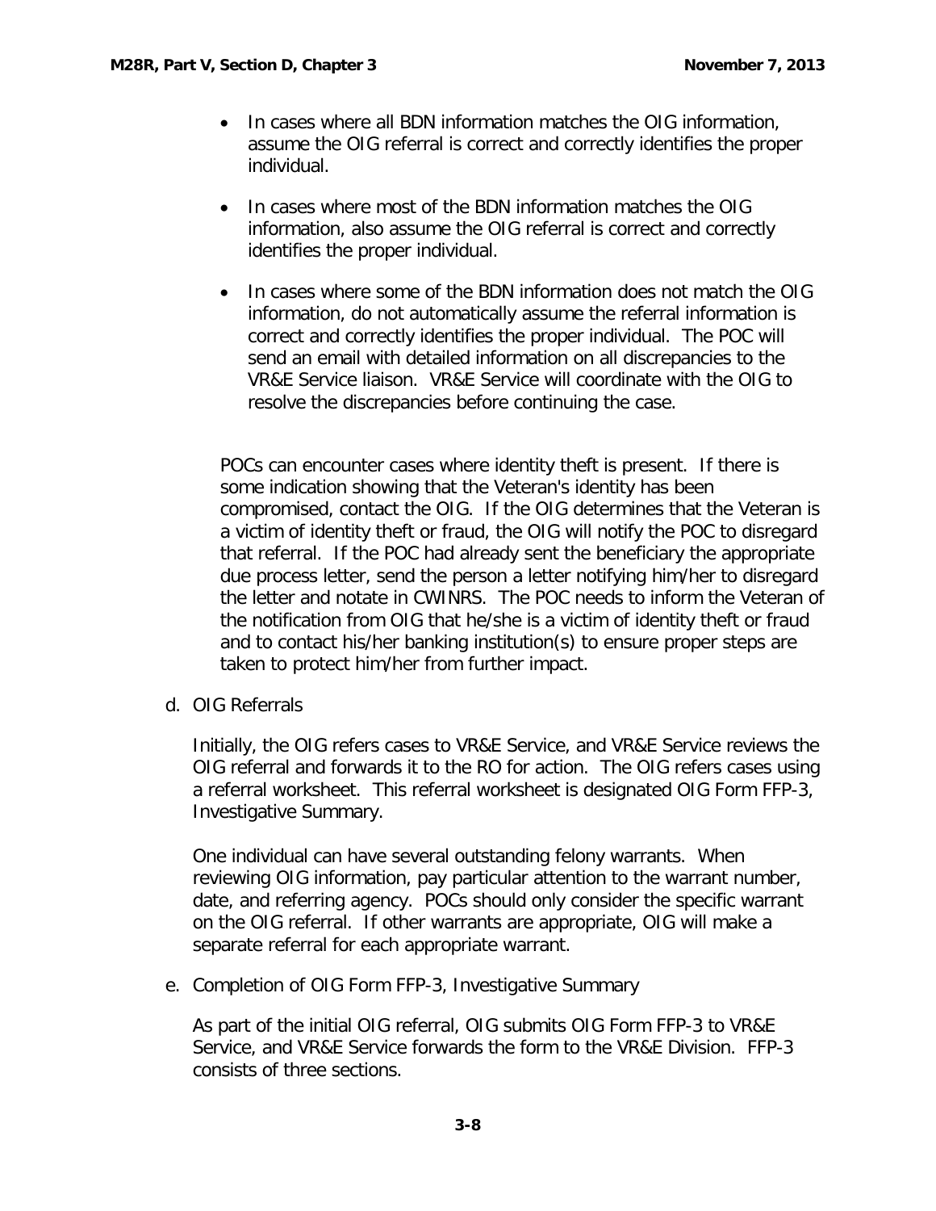- In cases where all BDN information matches the OIG information, assume the OIG referral is correct and correctly identifies the proper individual.

- In cases where most of the BDN information matches the OIG information, also assume the OIG referral is correct and correctly identifies the proper individual.

- In cases where some of the BDN information does not match the OIG information, do not automatically assume the referral information is correct and correctly identifies the proper individual. The POC will send an email with detailed information on all discrepancies to the VR&E Service liaison. VR&E Service will coordinate with the OIG to resolve the discrepancies before continuing the case.

POCs can encounter cases where identity theft is present. If there is some indication showing that the Veteran's identity has been compromised, contact the OIG. If the OIG determines that the Veteran is a victim of identity theft or fraud, the OIG will notify the POC to disregard that referral. If the POC had already sent the beneficiary the appropriate due process letter, send the person a letter notifying him/her to disregard the letter and notate in CWINRS. The POC needs to inform the Veteran of the notification from OIG that he/she is a victim of identity theft or fraud and to contact his/her banking institution(s) to ensure proper steps are taken to protect him/her from further impact.

d. OIG Referrals

Initially, the OIG refers cases to VR&E Service, and VR&E Service reviews the OIG referral and forwards it to the RO for action. The OIG refers cases using a referral worksheet. This referral worksheet is designated OIG Form FFP-3, Investigative Summary.

One individual can have several outstanding felony warrants. When reviewing OIG information, pay particular attention to the warrant number, date, and referring agency. POCs should only consider the specific warrant on the OIG referral. If other warrants are appropriate, OIG will make a separate referral for each appropriate warrant.

e. Completion of OIG Form FFP-3, Investigative Summary

As part of the initial OIG referral, OIG submits OIG Form FFP-3 to VR&E Service, and VR&E Service forwards the form to the VR&E Division. FFP-3 consists of three sections.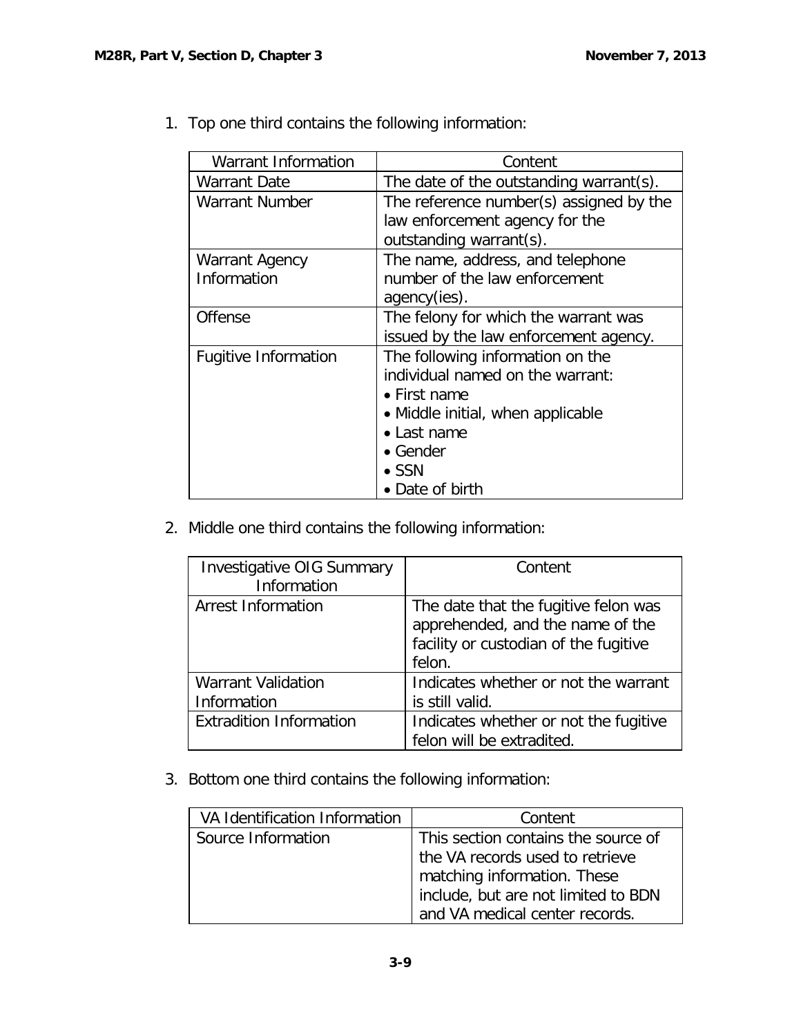1. Top one third contains the following information:

| Warrant Information | Content |
| --- | --- |
| Warrant Date | The date of the outstanding warrant(s). |
| Warrant Number | The reference number(s) assigned by the law enforcement agency for the outstanding warrant(s). |
| Warrant Agency Information | The name, address, and telephone number of the law enforcement agency(ies). |
| Offense | The felony for which the warrant was issued by the law enforcement agency. |
| Fugitive Information | The following information on the individual named on the warrant:<br>• First name<br>• Middle initial, when applicable<br>• Last name<br>• Gender<br>• SSN<br>• Date of birth |

2. Middle one third contains the following information:

| Investigative OIG Summary Information | Content |
| --- | --- |
| Arrest Information | The date that the fugitive felon was apprehended, and the name of the facility or custodian of the fugitive felon. |
| Warrant Validation Information | Indicates whether or not the warrant is still valid. |
| Extradition Information | Indicates whether or not the fugitive felon will be extradited. |

3. Bottom one third contains the following information:

| VA Identification Information | Content |
| --- | --- |
| Source Information | This section contains the source of the VA records used to retrieve matching information. These include, but are not limited to BDN and VA medical center records. |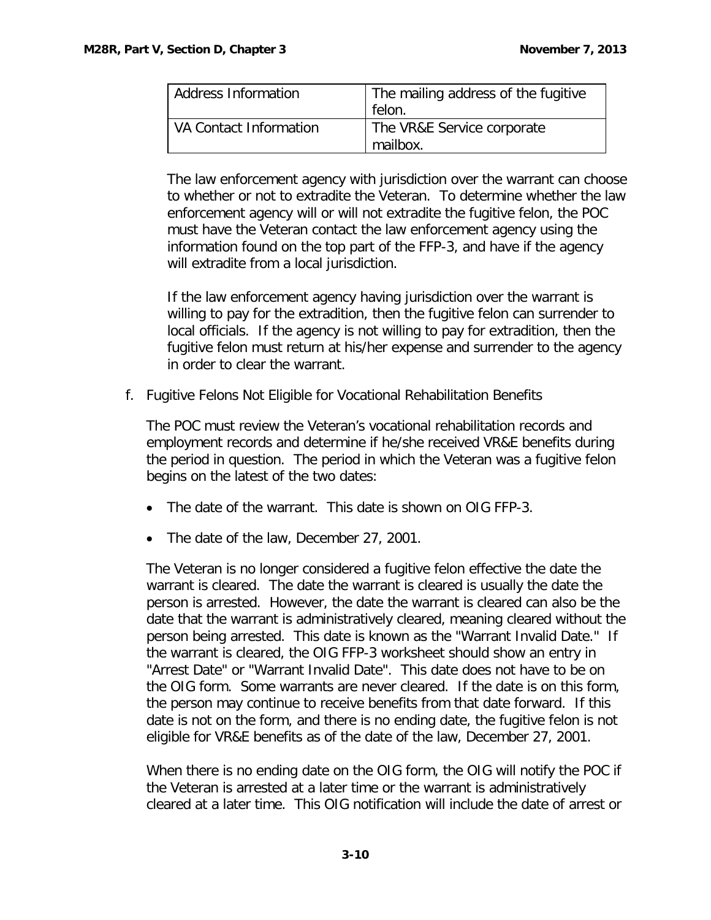| Address Information | The mailing address of the fugitive felon. |
| --- | --- |
| VA Contact Information | The VR&E Service corporate mailbox. |

The law enforcement agency with jurisdiction over the warrant can choose to whether or not to extradite the Veteran. To determine whether the law enforcement agency will or will not extradite the fugitive felon, the POC must have the Veteran contact the law enforcement agency using the information found on the top part of the FFP-3, and have if the agency will extradite from a local jurisdiction.

If the law enforcement agency having jurisdiction over the warrant is willing to pay for the extradition, then the fugitive felon can surrender to local officials. If the agency is not willing to pay for extradition, then the fugitive felon must return at his/her expense and surrender to the agency in order to clear the warrant.

f. Fugitive Felons Not Eligible for Vocational Rehabilitation Benefits

The POC must review the Veteran's vocational rehabilitation records and employment records and determine if he/she received VR&E benefits during the period in question. The period in which the Veteran was a fugitive felon begins on the latest of the two dates:

- The date of the warrant. This date is shown on OIG FFP-3.
- The date of the law, December 27, 2001.

The Veteran is no longer considered a fugitive felon effective the date the warrant is cleared. The date the warrant is cleared is usually the date the person is arrested. However, the date the warrant is cleared can also be the date that the warrant is administratively cleared, meaning cleared without the person being arrested. This date is known as the "Warrant Invalid Date." If the warrant is cleared, the OIG FFP-3 worksheet should show an entry in "Arrest Date" or "Warrant Invalid Date". This date does not have to be on the OIG form. Some warrants are never cleared. If the date is on this form, the person may continue to receive benefits from that date forward. If this date is not on the form, and there is no ending date, the fugitive felon is not eligible for VR&E benefits as of the date of the law, December 27, 2001.

When there is no ending date on the OIG form, the OIG will notify the POC if the Veteran is arrested at a later time or the warrant is administratively cleared at a later time. This OIG notification will include the date of arrest or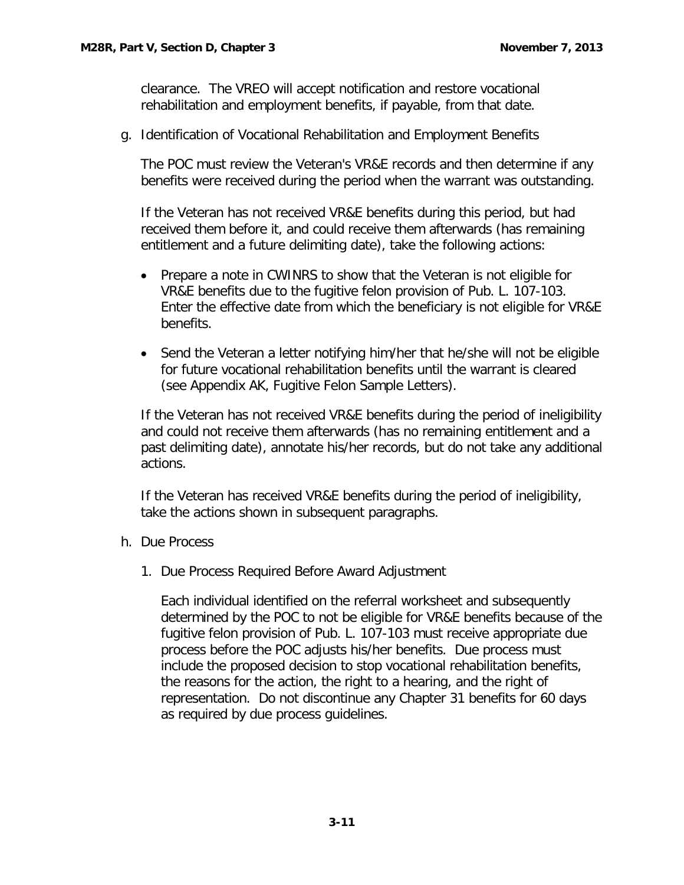clearance. The VREO will accept notification and restore vocational rehabilitation and employment benefits, if payable, from that date.

g. Identification of Vocational Rehabilitation and Employment Benefits

The POC must review the Veteran's VR&E records and then determine if any benefits were received during the period when the warrant was outstanding.

If the Veteran has not received VR&E benefits during this period, but had received them before it, and could receive them afterwards (has remaining entitlement and a future delimiting date), take the following actions:

- Prepare a note in CWINRS to show that the Veteran is not eligible for VR&E benefits due to the fugitive felon provision of Pub. L. 107-103. Enter the effective date from which the beneficiary is not eligible for VR&E benefits.
- Send the Veteran a letter notifying him/her that he/she will not be eligible for future vocational rehabilitation benefits until the warrant is cleared (see Appendix AK, Fugitive Felon Sample Letters).

If the Veteran has not received VR&E benefits during the period of ineligibility and could not receive them afterwards (has no remaining entitlement and a past delimiting date), annotate his/her records, but do not take any additional actions.

If the Veteran has received VR&E benefits during the period of ineligibility, take the actions shown in subsequent paragraphs.

h. Due Process

1. Due Process Required Before Award Adjustment

Each individual identified on the referral worksheet and subsequently determined by the POC to not be eligible for VR&E benefits because of the fugitive felon provision of Pub. L. 107-103 must receive appropriate due process before the POC adjusts his/her benefits. Due process must include the proposed decision to stop vocational rehabilitation benefits, the reasons for the action, the right to a hearing, and the right of representation. Do not discontinue any Chapter 31 benefits for 60 days as required by due process guidelines.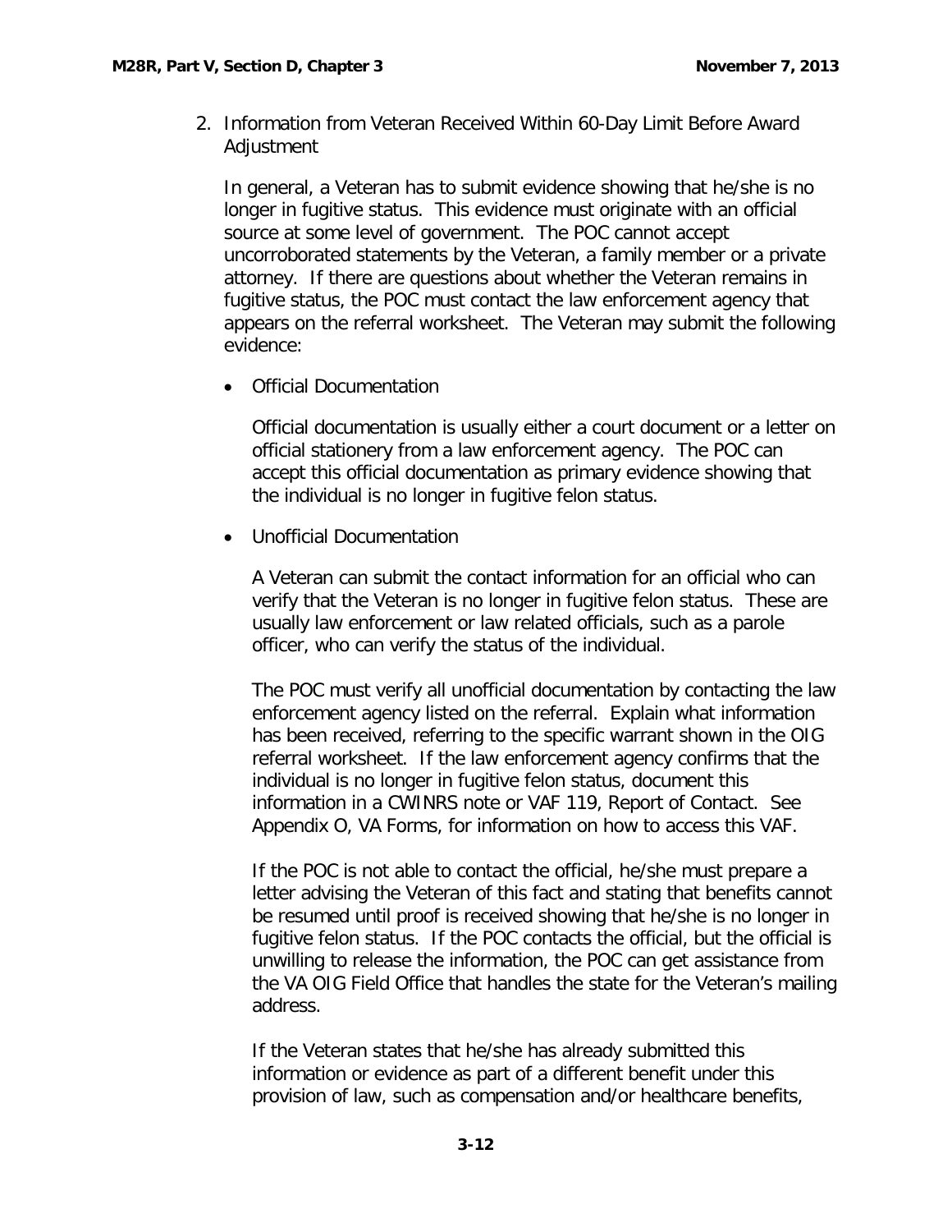2. Information from Veteran Received Within 60-Day Limit Before Award Adjustment

   In general, a Veteran has to submit evidence showing that he/she is no longer in fugitive status. This evidence must originate with an official source at some level of government. The POC cannot accept uncorroborated statements by the Veteran, a family member or a private attorney. If there are questions about whether the Veteran remains in fugitive status, the POC must contact the law enforcement agency that appears on the referral worksheet. The Veteran may submit the following evidence:

   - Official Documentation

     Official documentation is usually either a court document or a letter on official stationery from a law enforcement agency. The POC can accept this official documentation as primary evidence showing that the individual is no longer in fugitive felon status.

   - Unofficial Documentation

     A Veteran can submit the contact information for an official who can verify that the Veteran is no longer in fugitive felon status. These are usually law enforcement or law related officials, such as a parole officer, who can verify the status of the individual.

     The POC must verify all unofficial documentation by contacting the law enforcement agency listed on the referral. Explain what information has been received, referring to the specific warrant shown in the OIG referral worksheet. If the law enforcement agency confirms that the individual is no longer in fugitive felon status, document this information in a CWINRS note or VAF 119, Report of Contact. See Appendix O, VA Forms, for information on how to access this VAF.

     If the POC is not able to contact the official, he/she must prepare a letter advising the Veteran of this fact and stating that benefits cannot be resumed until proof is received showing that he/she is no longer in fugitive felon status. If the POC contacts the official, but the official is unwilling to release the information, the POC can get assistance from the VA OIG Field Office that handles the state for the Veteran's mailing address.

     If the Veteran states that he/she has already submitted this information or evidence as part of a different benefit under this provision of law, such as compensation and/or healthcare benefits,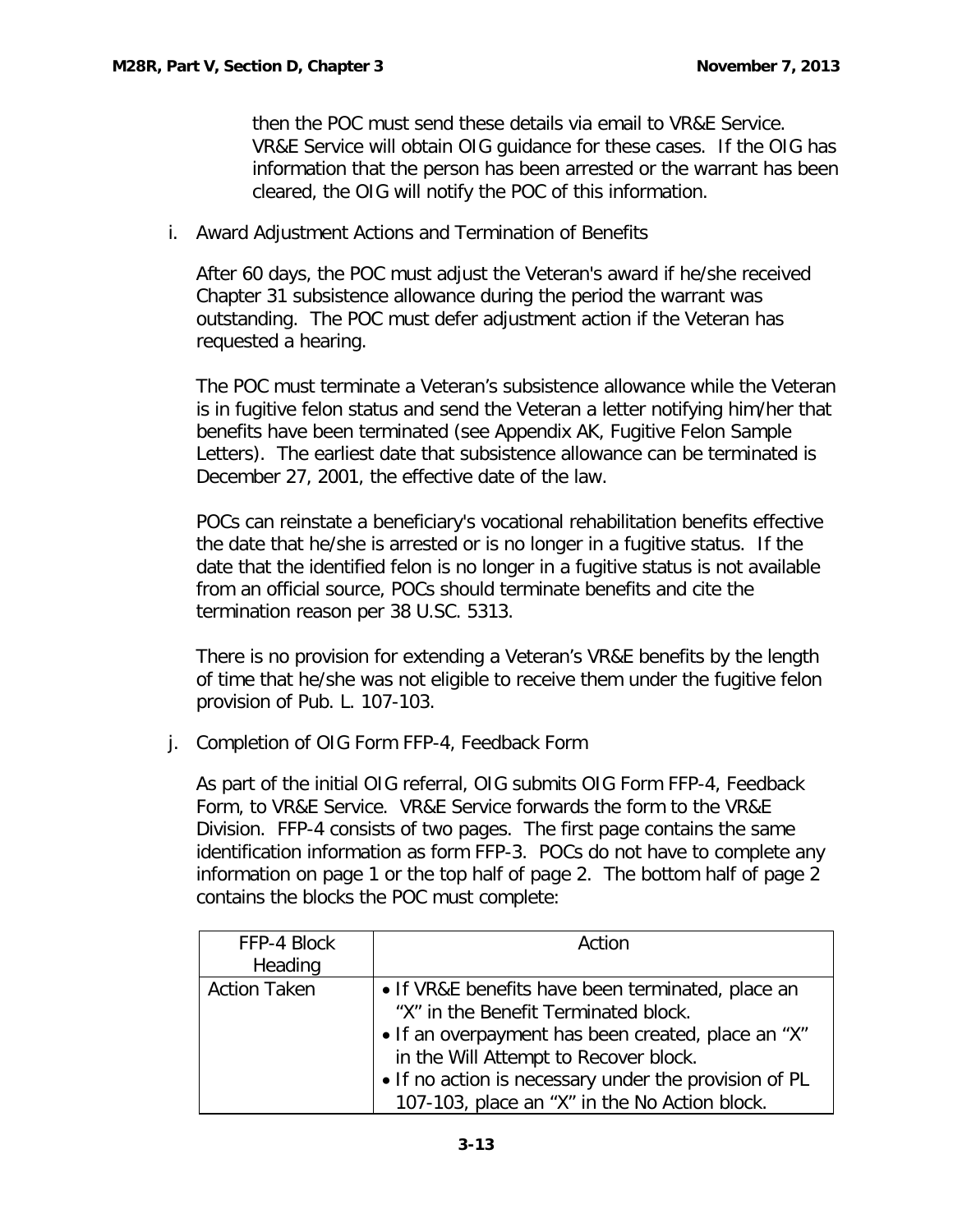then the POC must send these details via email to VR&E Service. VR&E Service will obtain OIG guidance for these cases. If the OIG has information that the person has been arrested or the warrant has been cleared, the OIG will notify the POC of this information.

i. Award Adjustment Actions and Termination of Benefits

After 60 days, the POC must adjust the Veteran's award if he/she received Chapter 31 subsistence allowance during the period the warrant was outstanding. The POC must defer adjustment action if the Veteran has requested a hearing.

The POC must terminate a Veteran's subsistence allowance while the Veteran is in fugitive felon status and send the Veteran a letter notifying him/her that benefits have been terminated (see Appendix AK, Fugitive Felon Sample Letters). The earliest date that subsistence allowance can be terminated is December 27, 2001, the effective date of the law.

POCs can reinstate a beneficiary's vocational rehabilitation benefits effective the date that he/she is arrested or is no longer in a fugitive status. If the date that the identified felon is no longer in a fugitive status is not available from an official source, POCs should terminate benefits and cite the termination reason per 38 U.SC. 5313.

There is no provision for extending a Veteran's VR&E benefits by the length of time that he/she was not eligible to receive them under the fugitive felon provision of Pub. L. 107-103.

j. Completion of OIG Form FFP-4, Feedback Form

As part of the initial OIG referral, OIG submits OIG Form FFP-4, Feedback Form, to VR&E Service. VR&E Service forwards the form to the VR&E Division. FFP-4 consists of two pages. The first page contains the same identification information as form FFP-3. POCs do not have to complete any information on page 1 or the top half of page 2. The bottom half of page 2 contains the blocks the POC must complete:

| FFP-4 Block Heading | Action |
|---|---|
| Action Taken | • If VR&E benefits have been terminated, place an "X" in the Benefit Terminated block.<br>• If an overpayment has been created, place an "X" in the Will Attempt to Recover block.<br>• If no action is necessary under the provision of PL 107-103, place an "X" in the No Action block. |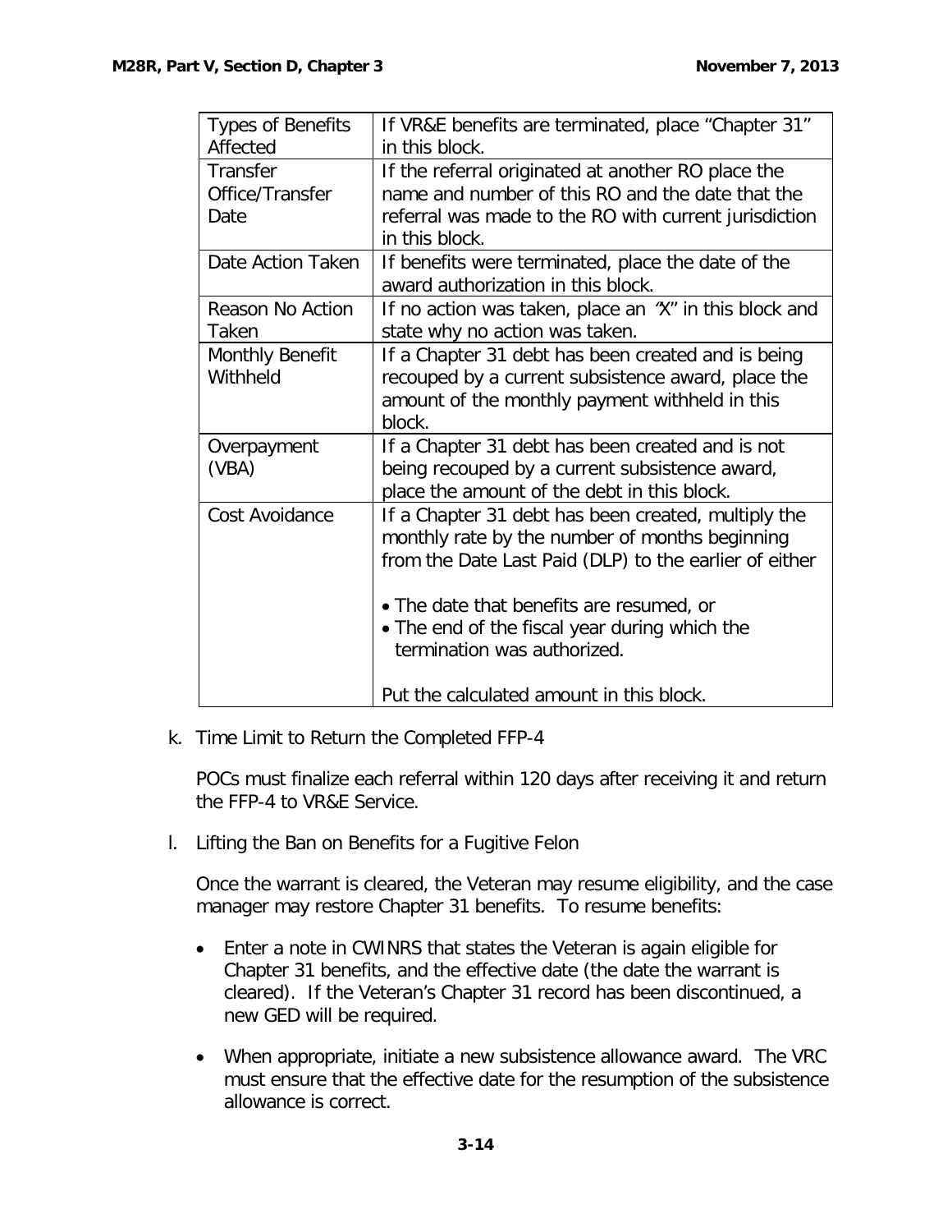| | |
|---|---|
| Types of Benefits Affected | If VR&E benefits are terminated, place "Chapter 31" in this block. |
| Transfer Office/Transfer Date | If the referral originated at another RO place the name and number of this RO and the date that the referral was made to the RO with current jurisdiction in this block. |
| Date Action Taken | If benefits were terminated, place the date of the award authorization in this block. |
| Reason No Action Taken | If no action was taken, place an "X" in this block and state why no action was taken. |
| Monthly Benefit Withheld | If a Chapter 31 debt has been created and is being recouped by a current subsistence award, place the amount of the monthly payment withheld in this block. |
| Overpayment (VBA) | If a Chapter 31 debt has been created and is not being recouped by a current subsistence award, place the amount of the debt in this block. |
| Cost Avoidance | If a Chapter 31 debt has been created, multiply the monthly rate by the number of months beginning from the Date Last Paid (DLP) to the earlier of either<br><br>• The date that benefits are resumed, or<br>• The end of the fiscal year during which the termination was authorized.<br><br>Put the calculated amount in this block. |

k. Time Limit to Return the Completed FFP-4

POCs must finalize each referral within 120 days after receiving it and return the FFP-4 to VR&E Service.

l. Lifting the Ban on Benefits for a Fugitive Felon

Once the warrant is cleared, the Veteran may resume eligibility, and the case manager may restore Chapter 31 benefits. To resume benefits:

- Enter a note in CWINRS that states the Veteran is again eligible for Chapter 31 benefits, and the effective date (the date the warrant is cleared). If the Veteran's Chapter 31 record has been discontinued, a new GED will be required.
- When appropriate, initiate a new subsistence allowance award. The VRC must ensure that the effective date for the resumption of the subsistence allowance is correct.